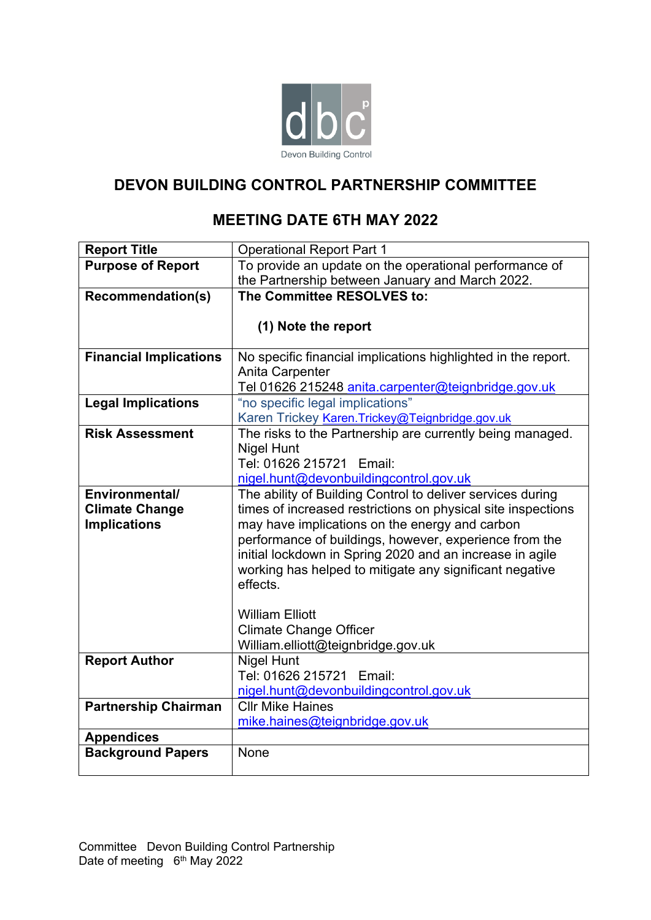dbc
Devon Building Control

# DEVON BUILDING CONTROL PARTNERSHIP COMMITTEE

## MEETING DATE 6TH MAY 2022

| **Report Title** | Operational Report Part 1 |
|---|---|
| **Purpose of Report** | To provide an update on the operational performance of the Partnership between January and March 2022. |
| **Recommendation(s)** | **The Committee RESOLVES to:**<br><br>**(1) Note the report** |
| **Financial Implications** | No specific financial implications highlighted in the report.<br>Anita Carpenter<br>Tel 01626 215248 anita.carpenter@teignbridge.gov.uk |
| **Legal Implications** | "no specific legal implications"<br>Karen Trickey Karen.Trickey@Teignbridge.gov.uk |
| **Risk Assessment** | The risks to the Partnership are currently being managed.<br>Nigel Hunt<br>Tel: 01626 215721 Email:<br>nigel.hunt@devonbuildingcontrol.gov.uk |
| **Environmental/ Climate Change Implications** | The ability of Building Control to deliver services during times of increased restrictions on physical site inspections may have implications on the energy and carbon performance of buildings, however, experience from the initial lockdown in Spring 2020 and an increase in agile working has helped to mitigate any significant negative effects.<br><br>William Elliott<br>Climate Change Officer<br>William.elliott@teignbridge.gov.uk |
| **Report Author** | Nigel Hunt<br>Tel: 01626 215721 Email:<br>nigel.hunt@devonbuildingcontrol.gov.uk |
| **Partnership Chairman** | Cllr Mike Haines<br>mike.haines@teignbridge.gov.uk |
| **Appendices** | |
| **Background Papers** | None |

Committee Devon Building Control Partnership
Date of meeting 6th May 2022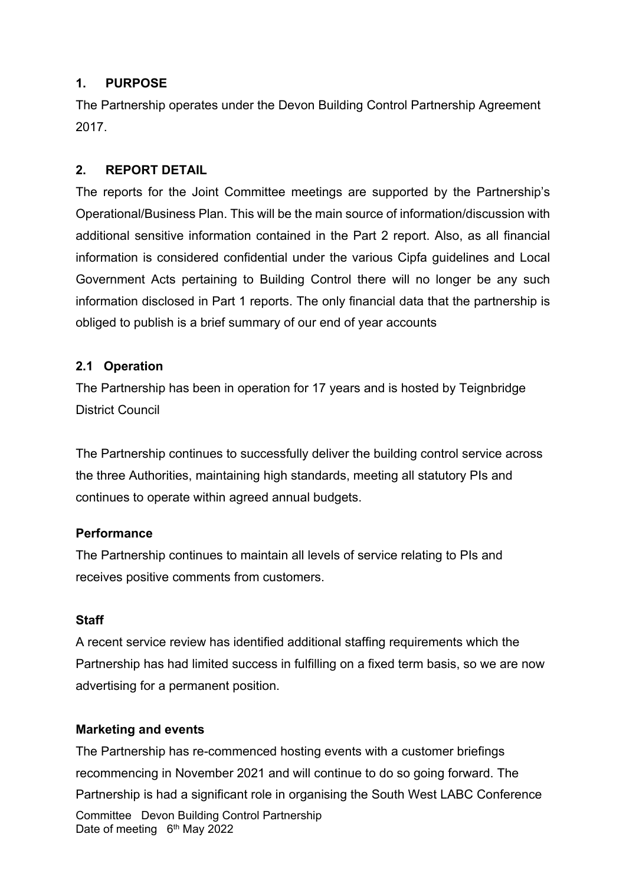## 1. PURPOSE

The Partnership operates under the Devon Building Control Partnership Agreement 2017.

## 2. REPORT DETAIL

The reports for the Joint Committee meetings are supported by the Partnership's Operational/Business Plan. This will be the main source of information/discussion with additional sensitive information contained in the Part 2 report. Also, as all financial information is considered confidential under the various Cipfa guidelines and Local Government Acts pertaining to Building Control there will no longer be any such information disclosed in Part 1 reports. The only financial data that the partnership is obliged to publish is a brief summary of our end of year accounts

### 2.1 Operation

The Partnership has been in operation for 17 years and is hosted by Teignbridge District Council

The Partnership continues to successfully deliver the building control service across the three Authorities, maintaining high standards, meeting all statutory PIs and continues to operate within agreed annual budgets.

**Performance**

The Partnership continues to maintain all levels of service relating to PIs and receives positive comments from customers.

**Staff**

A recent service review has identified additional staffing requirements which the Partnership has had limited success in fulfilling on a fixed term basis, so we are now advertising for a permanent position.

**Marketing and events**

The Partnership has re-commenced hosting events with a customer briefings recommencing in November 2021 and will continue to do so going forward. The Partnership is had a significant role in organising the South West LABC Conference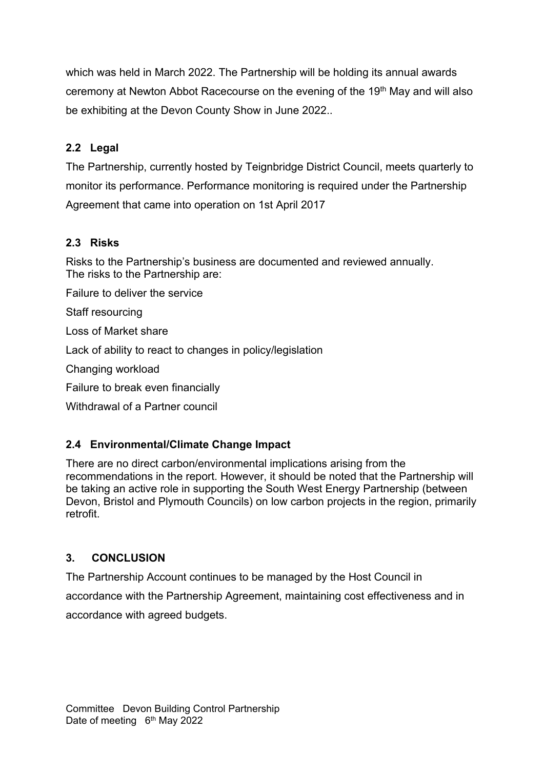which was held in March 2022. The Partnership will be holding its annual awards ceremony at Newton Abbot Racecourse on the evening of the 19th May and will also be exhibiting at the Devon County Show in June 2022..

### 2.2 Legal

The Partnership, currently hosted by Teignbridge District Council, meets quarterly to monitor its performance. Performance monitoring is required under the Partnership Agreement that came into operation on 1st April 2017

### 2.3 Risks

Risks to the Partnership's business are documented and reviewed annually.
The risks to the Partnership are:

Failure to deliver the service

Staff resourcing

Loss of Market share

Lack of ability to react to changes in policy/legislation

Changing workload

Failure to break even financially

Withdrawal of a Partner council

### 2.4 Environmental/Climate Change Impact

There are no direct carbon/environmental implications arising from the recommendations in the report. However, it should be noted that the Partnership will be taking an active role in supporting the South West Energy Partnership (between Devon, Bristol and Plymouth Councils) on low carbon projects in the region, primarily retrofit.

## 3. CONCLUSION

The Partnership Account continues to be managed by the Host Council in accordance with the Partnership Agreement, maintaining cost effectiveness and in accordance with agreed budgets.